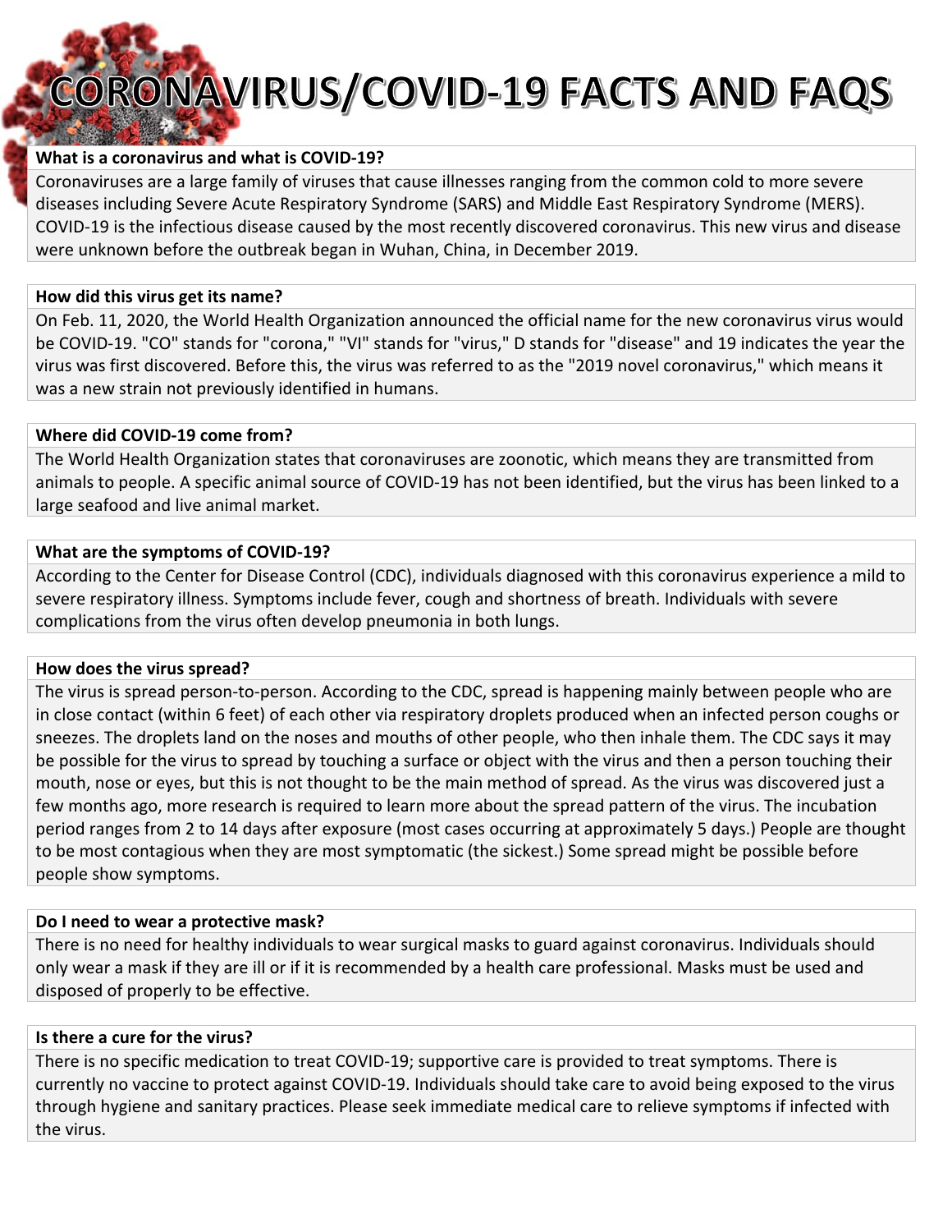# CORONAVIRUS/COVID-19 FACTS AND FAQS

**What is a coronavirus and what is COVID-19?**

Coronaviruses are a large family of viruses that cause illnesses ranging from the common cold to more severe diseases including Severe Acute Respiratory Syndrome (SARS) and Middle East Respiratory Syndrome (MERS). COVID-19 is the infectious disease caused by the most recently discovered coronavirus. This new virus and disease were unknown before the outbreak began in Wuhan, China, in December 2019.

**How did this virus get its name?**

On Feb. 11, 2020, the World Health Organization announced the official name for the new coronavirus virus would be COVID-19. "CO" stands for "corona," "VI" stands for "virus," D stands for "disease" and 19 indicates the year the virus was first discovered. Before this, the virus was referred to as the "2019 novel coronavirus," which means it was a new strain not previously identified in humans.

**Where did COVID-19 come from?**

The World Health Organization states that coronaviruses are zoonotic, which means they are transmitted from animals to people. A specific animal source of COVID-19 has not been identified, but the virus has been linked to a large seafood and live animal market.

**What are the symptoms of COVID-19?**

According to the Center for Disease Control (CDC), individuals diagnosed with this coronavirus experience a mild to severe respiratory illness. Symptoms include fever, cough and shortness of breath. Individuals with severe complications from the virus often develop pneumonia in both lungs.

**How does the virus spread?**

The virus is spread person-to-person. According to the CDC, spread is happening mainly between people who are in close contact (within 6 feet) of each other via respiratory droplets produced when an infected person coughs or sneezes. The droplets land on the noses and mouths of other people, who then inhale them. The CDC says it may be possible for the virus to spread by touching a surface or object with the virus and then a person touching their mouth, nose or eyes, but this is not thought to be the main method of spread. As the virus was discovered just a few months ago, more research is required to learn more about the spread pattern of the virus. The incubation period ranges from 2 to 14 days after exposure (most cases occurring at approximately 5 days.) People are thought to be most contagious when they are most symptomatic (the sickest.) Some spread might be possible before people show symptoms.

**Do I need to wear a protective mask?**

There is no need for healthy individuals to wear surgical masks to guard against coronavirus. Individuals should only wear a mask if they are ill or if it is recommended by a health care professional. Masks must be used and disposed of properly to be effective.

**Is there a cure for the virus?**

There is no specific medication to treat COVID-19; supportive care is provided to treat symptoms. There is currently no vaccine to protect against COVID-19. Individuals should take care to avoid being exposed to the virus through hygiene and sanitary practices. Please seek immediate medical care to relieve symptoms if infected with the virus.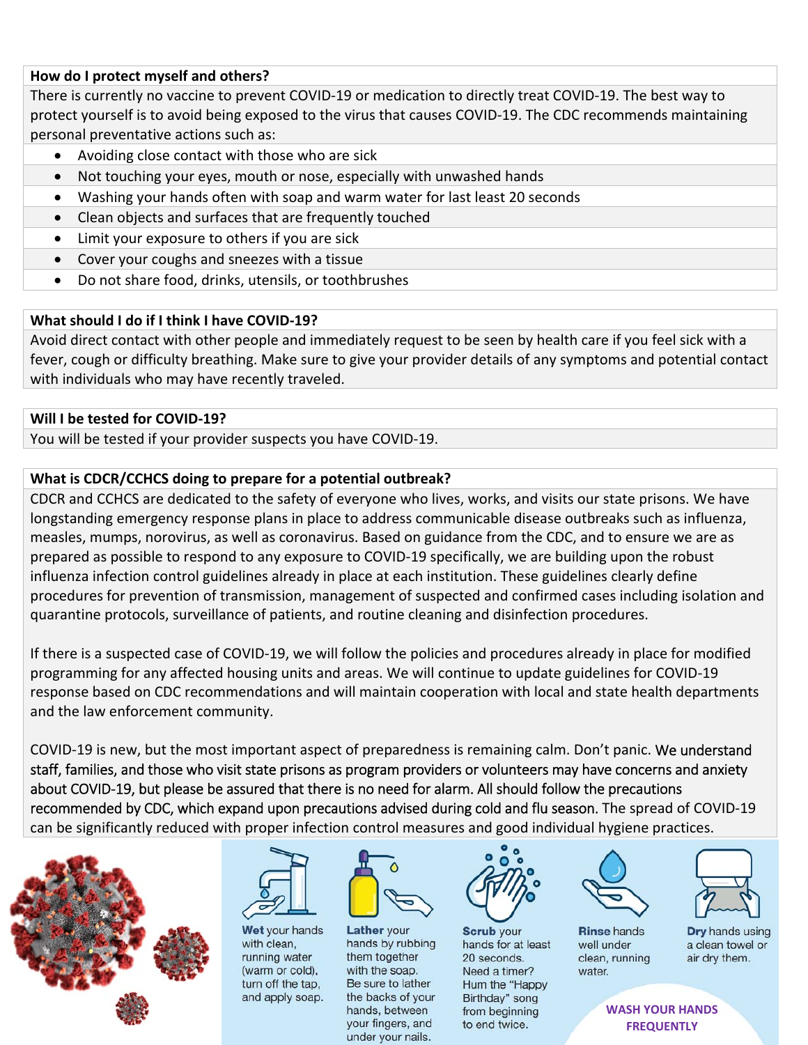**How do I protect myself and others?**

There is currently no vaccine to prevent COVID-19 or medication to directly treat COVID-19. The best way to protect yourself is to avoid being exposed to the virus that causes COVID-19. The CDC recommends maintaining personal preventative actions such as:

- Avoiding close contact with those who are sick
- Not touching your eyes, mouth or nose, especially with unwashed hands
- Washing your hands often with soap and warm water for last least 20 seconds
- Clean objects and surfaces that are frequently touched
- Limit your exposure to others if you are sick
- Cover your coughs and sneezes with a tissue
- Do not share food, drinks, utensils, or toothbrushes

**What should I do if I think I have COVID-19?**

Avoid direct contact with other people and immediately request to be seen by health care if you feel sick with a fever, cough or difficulty breathing. Make sure to give your provider details of any symptoms and potential contact with individuals who may have recently traveled.

**Will I be tested for COVID-19?**

You will be tested if your provider suspects you have COVID-19.

**What is CDCR/CCHCS doing to prepare for a potential outbreak?**

CDCR and CCHCS are dedicated to the safety of everyone who lives, works, and visits our state prisons. We have longstanding emergency response plans in place to address communicable disease outbreaks such as influenza, measles, mumps, norovirus, as well as coronavirus. Based on guidance from the CDC, and to ensure we are as prepared as possible to respond to any exposure to COVID-19 specifically, we are building upon the robust influenza infection control guidelines already in place at each institution. These guidelines clearly define procedures for prevention of transmission, management of suspected and confirmed cases including isolation and quarantine protocols, surveillance of patients, and routine cleaning and disinfection procedures.

If there is a suspected case of COVID-19, we will follow the policies and procedures already in place for modified programming for any affected housing units and areas. We will continue to update guidelines for COVID-19 response based on CDC recommendations and will maintain cooperation with local and state health departments and the law enforcement community.

COVID-19 is new, but the most important aspect of preparedness is remaining calm. Don't panic. We understand staff, families, and those who visit state prisons as program providers or volunteers may have concerns and anxiety about COVID-19, but please be assured that there is no need for alarm. All should follow the precautions recommended by CDC, which expand upon precautions advised during cold and flu season. The spread of COVID-19 can be significantly reduced with proper infection control measures and good individual hygiene practices.

**Wet** your hands with clean, running water (warm or cold), turn off the tap, and apply soap.

**Lather** your hands by rubbing them together with the soap. Be sure to lather the backs of your hands, between your fingers, and under your nails.

**Scrub** your hands for at least 20 seconds. Need a timer? Hum the "Happy Birthday" song from beginning to end twice.

**Rinse** hands well under clean, running water.

**Dry** hands using a clean towel or air dry them.

**WASH YOUR HANDS FREQUENTLY**